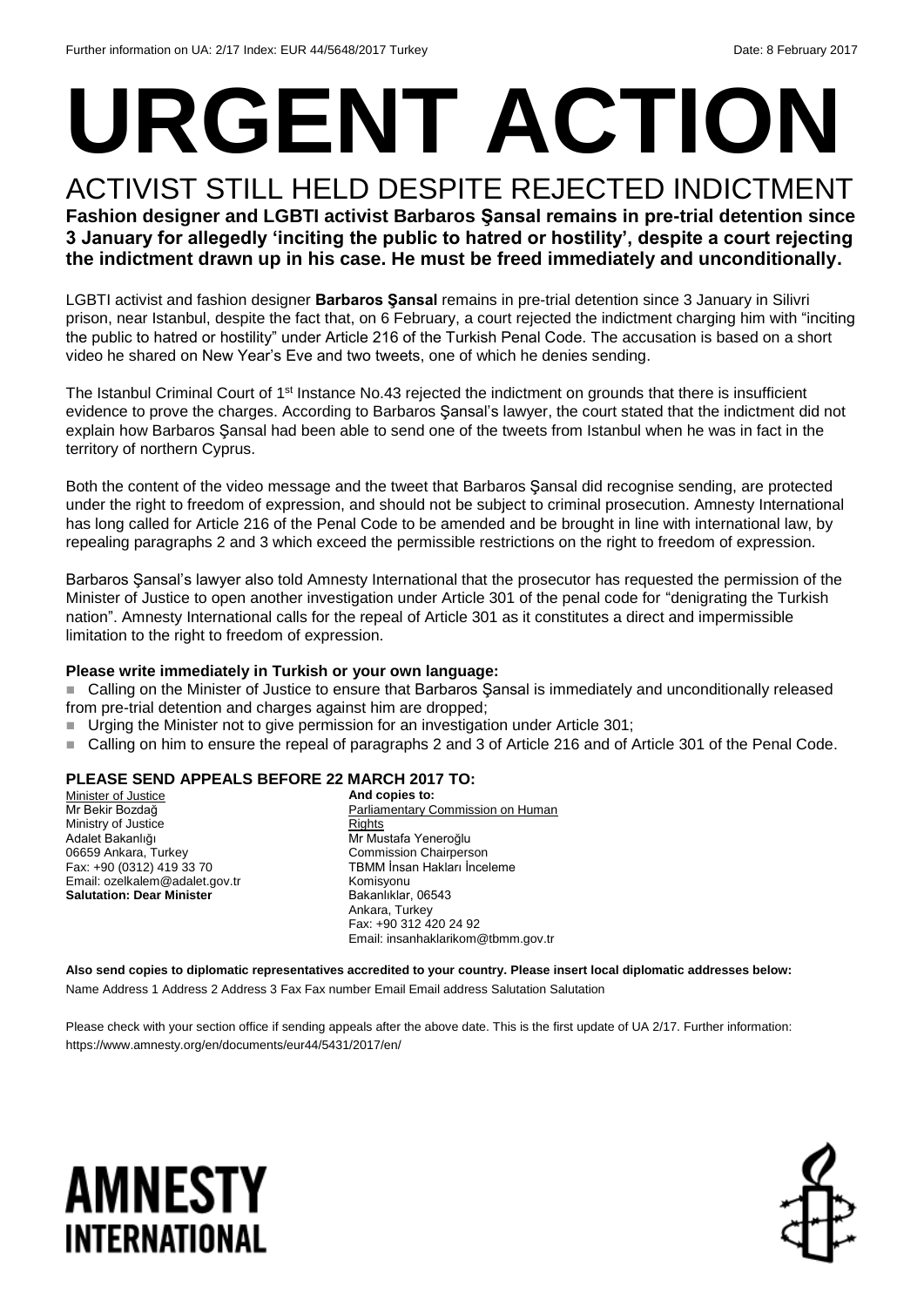Further information on UA: 2/17 Index: EUR 44/5648/2017 Turkey Date: 8 February 2017

# URGENT ACTION

## ACTIVIST STILL HELD DESPITE REJECTED INDICTMENT

**Fashion designer and LGBTI activist Barbaros Şansal remains in pre-trial detention since 3 January for allegedly 'inciting the public to hatred or hostility', despite a court rejecting the indictment drawn up in his case. He must be freed immediately and unconditionally.**

LGBTI activist and fashion designer **Barbaros Şansal** remains in pre-trial detention since 3 January in Silivri prison, near Istanbul, despite the fact that, on 6 February, a court rejected the indictment charging him with "inciting the public to hatred or hostility" under Article 216 of the Turkish Penal Code. The accusation is based on a short video he shared on New Year's Eve and two tweets, one of which he denies sending.

The Istanbul Criminal Court of 1st Instance No.43 rejected the indictment on grounds that there is insufficient evidence to prove the charges. According to Barbaros Şansal's lawyer, the court stated that the indictment did not explain how Barbaros Şansal had been able to send one of the tweets from Istanbul when he was in fact in the territory of northern Cyprus.

Both the content of the video message and the tweet that Barbaros Şansal did recognise sending, are protected under the right to freedom of expression, and should not be subject to criminal prosecution. Amnesty International has long called for Article 216 of the Penal Code to be amended and be brought in line with international law, by repealing paragraphs 2 and 3 which exceed the permissible restrictions on the right to freedom of expression.

Barbaros Şansal's lawyer also told Amnesty International that the prosecutor has requested the permission of the Minister of Justice to open another investigation under Article 301 of the penal code for "denigrating the Turkish nation". Amnesty International calls for the repeal of Article 301 as it constitutes a direct and impermissible limitation to the right to freedom of expression.

**Please write immediately in Turkish or your own language:**

- Calling on the Minister of Justice to ensure that Barbaros Şansal is immediately and unconditionally released from pre-trial detention and charges against him are dropped;
- Urging the Minister not to give permission for an investigation under Article 301;
- Calling on him to ensure the repeal of paragraphs 2 and 3 of Article 216 and of Article 301 of the Penal Code.

**PLEASE SEND APPEALS BEFORE 22 MARCH 2017 TO:**

Minister of Justice
Mr Bekir Bozdağ
Ministry of Justice
Adalet Bakanlığı
06659 Ankara, Turkey
Fax: +90 (0312) 419 33 70
Email: ozelkalem@adalet.gov.tr
**Salutation: Dear Minister**

**And copies to:**
Parliamentary Commission on Human Rights
Mr Mustafa Yeneroğlu
Commission Chairperson
TBMM İnsan Hakları İnceleme Komisyonu
Bakanlıklar, 06543
Ankara, Turkey
Fax: +90 312 420 24 92
Email: insanhaklarikom@tbmm.gov.tr

**Also send copies to diplomatic representatives accredited to your country. Please insert local diplomatic addresses below:**

Name Address 1 Address 2 Address 3 Fax Fax number Email Email address Salutation Salutation

Please check with your section office if sending appeals after the above date. This is the first update of UA 2/17. Further information: https://www.amnesty.org/en/documents/eur44/5431/2017/en/

AMNESTY INTERNATIONAL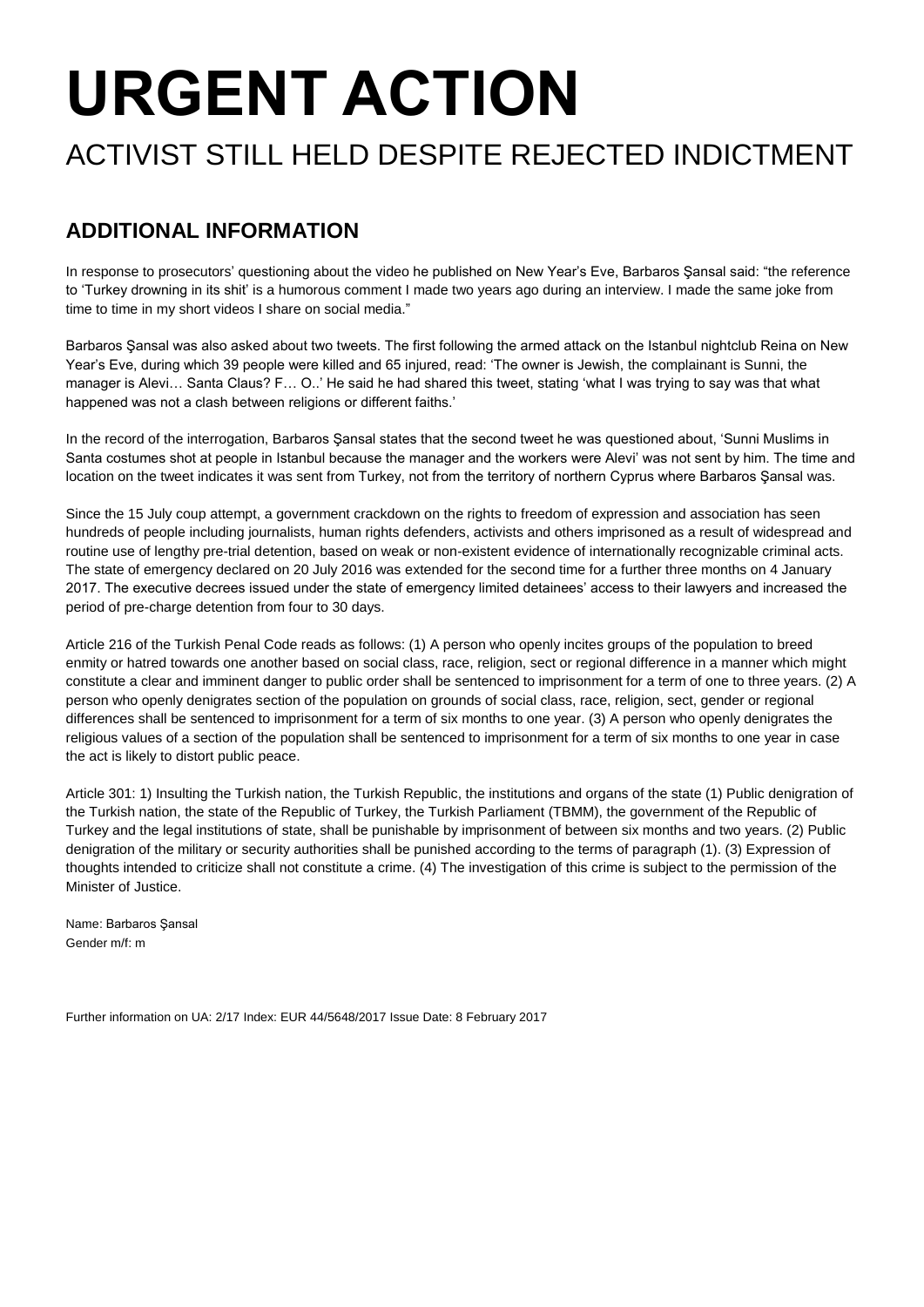# URGENT ACTION

## ACTIVIST STILL HELD DESPITE REJECTED INDICTMENT

### ADDITIONAL INFORMATION

In response to prosecutors' questioning about the video he published on New Year's Eve, Barbaros Şansal said: "the reference to 'Turkey drowning in its shit' is a humorous comment I made two years ago during an interview. I made the same joke from time to time in my short videos I share on social media."

Barbaros Şansal was also asked about two tweets. The first following the armed attack on the Istanbul nightclub Reina on New Year's Eve, during which 39 people were killed and 65 injured, read: 'The owner is Jewish, the complainant is Sunni, the manager is Alevi… Santa Claus? F… O..' He said he had shared this tweet, stating 'what I was trying to say was that what happened was not a clash between religions or different faiths.'

In the record of the interrogation, Barbaros Şansal states that the second tweet he was questioned about, 'Sunni Muslims in Santa costumes shot at people in Istanbul because the manager and the workers were Alevi' was not sent by him. The time and location on the tweet indicates it was sent from Turkey, not from the territory of northern Cyprus where Barbaros Şansal was.

Since the 15 July coup attempt, a government crackdown on the rights to freedom of expression and association has seen hundreds of people including journalists, human rights defenders, activists and others imprisoned as a result of widespread and routine use of lengthy pre-trial detention, based on weak or non-existent evidence of internationally recognizable criminal acts. The state of emergency declared on 20 July 2016 was extended for the second time for a further three months on 4 January 2017. The executive decrees issued under the state of emergency limited detainees' access to their lawyers and increased the period of pre-charge detention from four to 30 days.

Article 216 of the Turkish Penal Code reads as follows: (1) A person who openly incites groups of the population to breed enmity or hatred towards one another based on social class, race, religion, sect or regional difference in a manner which might constitute a clear and imminent danger to public order shall be sentenced to imprisonment for a term of one to three years. (2) A person who openly denigrates section of the population on grounds of social class, race, religion, sect, gender or regional differences shall be sentenced to imprisonment for a term of six months to one year. (3) A person who openly denigrates the religious values of a section of the population shall be sentenced to imprisonment for a term of six months to one year in case the act is likely to distort public peace.

Article 301: 1) Insulting the Turkish nation, the Turkish Republic, the institutions and organs of the state (1) Public denigration of the Turkish nation, the state of the Republic of Turkey, the Turkish Parliament (TBMM), the government of the Republic of Turkey and the legal institutions of state, shall be punishable by imprisonment of between six months and two years. (2) Public denigration of the military or security authorities shall be punished according to the terms of paragraph (1). (3) Expression of thoughts intended to criticize shall not constitute a crime. (4) The investigation of this crime is subject to the permission of the Minister of Justice.

Name: Barbaros Şansal
Gender m/f: m

Further information on UA: 2/17 Index: EUR 44/5648/2017 Issue Date: 8 February 2017